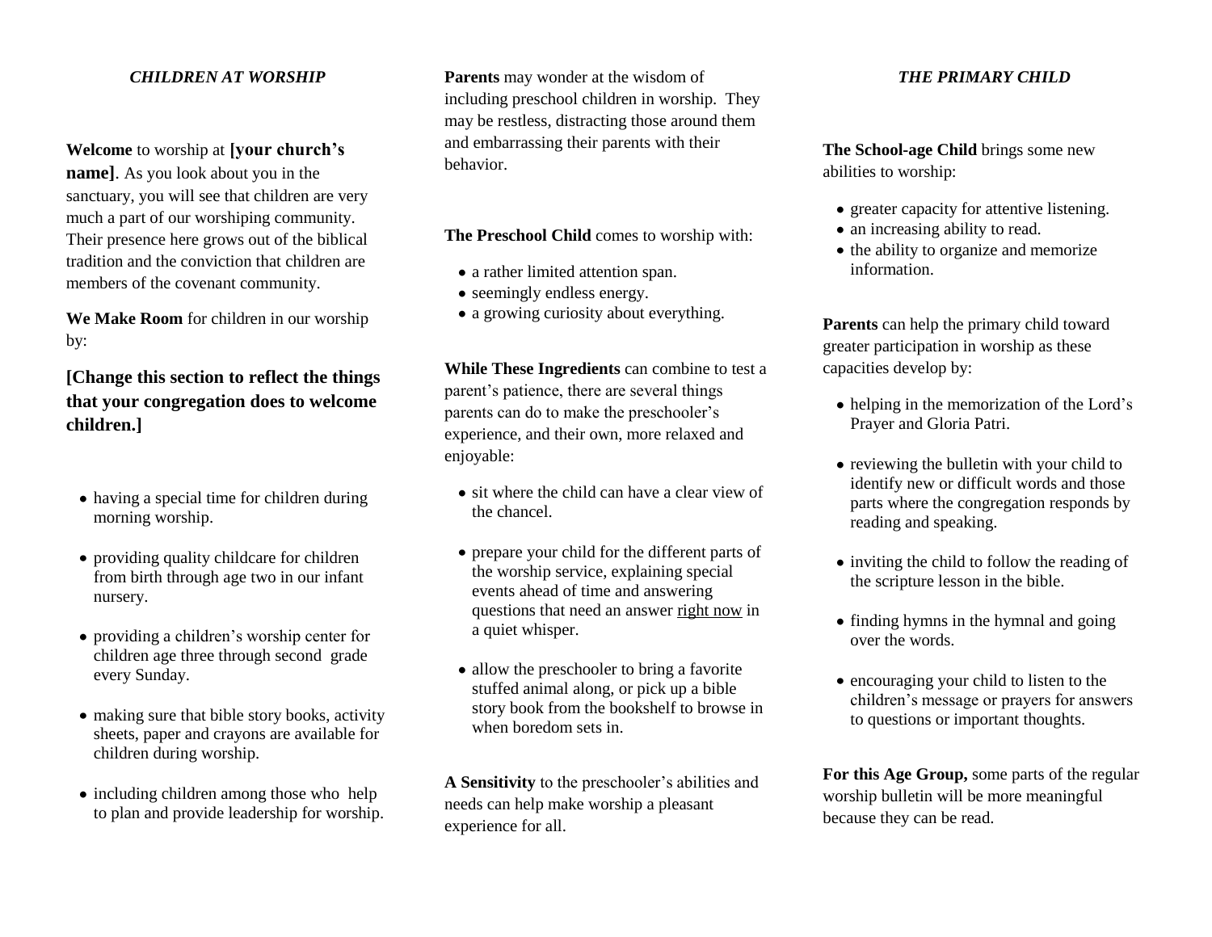## *CHILDREN AT WORSHIP*

**Welcome** to worship at **[your church's name]**. As you look about you in the sanctuary, you will see that children are very much a part of our worshiping community. Their presence here grows out of the biblical tradition and the conviction that children are members of the covenant community.

**We Make Room** for children in our worship by:

**[Change this section to reflect the things that your congregation does to welcome children.]**

- having a special time for children during morning worship.
- providing quality childcare for children from birth through age two in our infant nursery.
- providing a children's worship center for children age three through second grade every Sunday.
- making sure that bible story books, activity sheets, paper and crayons are available for children during worship.
- including children among those who help to plan and provide leadership for worship.

**Parents** may wonder at the wisdom of including preschool children in worship. They may be restless, distracting those around them and embarrassing their parents with their behavior.

**The Preschool Child** comes to worship with:

- a rather limited attention span.
- seemingly endless energy.
- a growing curiosity about everything.

**While These Ingredients** can combine to test a parent's patience, there are several things parents can do to make the preschooler's experience, and their own, more relaxed and enjoyable:

- sit where the child can have a clear view of the chancel.
- prepare your child for the different parts of the worship service, explaining special events ahead of time and answering questions that need an answer <u>right now</u> in a quiet whisper.
- allow the preschooler to bring a favorite stuffed animal along, or pick up a bible story book from the bookshelf to browse in when boredom sets in.

**A Sensitivity** to the preschooler's abilities and needs can help make worship a pleasant experience for all.

## *THE PRIMARY CHILD*

**The School-age Child** brings some new abilities to worship:

- greater capacity for attentive listening.
- an increasing ability to read.
- the ability to organize and memorize information.

**Parents** can help the primary child toward greater participation in worship as these capacities develop by:

- helping in the memorization of the Lord's Prayer and Gloria Patri.
- reviewing the bulletin with your child to identify new or difficult words and those parts where the congregation responds by reading and speaking.
- inviting the child to follow the reading of the scripture lesson in the bible.
- finding hymns in the hymnal and going over the words.
- encouraging your child to listen to the children's message or prayers for answers to questions or important thoughts.

**For this Age Group,** some parts of the regular worship bulletin will be more meaningful because they can be read.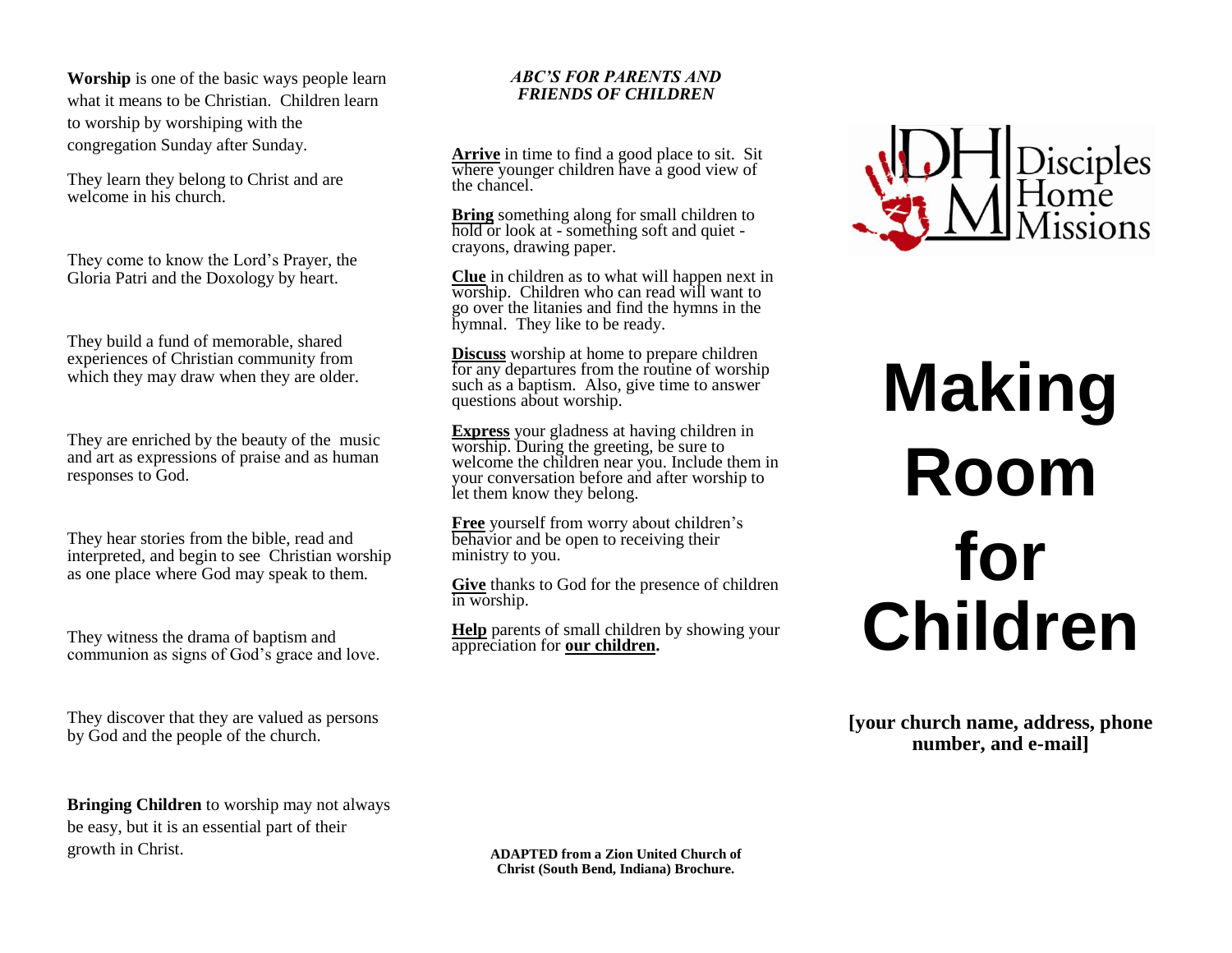**Worship** is one of the basic ways people learn what it means to be Christian. Children learn to worship by worshiping with the congregation Sunday after Sunday.

They learn they belong to Christ and are welcome in his church.

They come to know the Lord's Prayer, the Gloria Patri and the Doxology by heart.

They build a fund of memorable, shared experiences of Christian community from which they may draw when they are older.

They are enriched by the beauty of the music and art as expressions of praise and as human responses to God.

They hear stories from the bible, read and interpreted, and begin to see Christian worship as one place where God may speak to them.

They witness the drama of baptism and communion as signs of God's grace and love.

They discover that they are valued as persons by God and the people of the church.

**Bringing Children** to worship may not always be easy, but it is an essential part of their growth in Christ.

***ABC'S FOR PARENTS AND FRIENDS OF CHILDREN***

**Arrive** in time to find a good place to sit. Sit where younger children have a good view of the chancel.

**Bring** something along for small children to hold or look at - something soft and quiet - crayons, drawing paper.

**Clue** in children as to what will happen next in worship. Children who can read will want to go over the litanies and find the hymns in the hymnal. They like to be ready.

**Discuss** worship at home to prepare children for any departures from the routine of worship such as a baptism. Also, give time to answer questions about worship.

**Express** your gladness at having children in worship. During the greeting, be sure to welcome the children near you. Include them in your conversation before and after worship to let them know they belong.

**Free** yourself from worry about children's behavior and be open to receiving their ministry to you.

**Give** thanks to God for the presence of children in worship.

**Help** parents of small children by showing your appreciation for **our children.**

**ADAPTED from a Zion United Church of Christ (South Bend, Indiana) Brochure.**

DHM Disciples Home Missions

# Making Room for Children

**[your church name, address, phone number, and e-mail]**